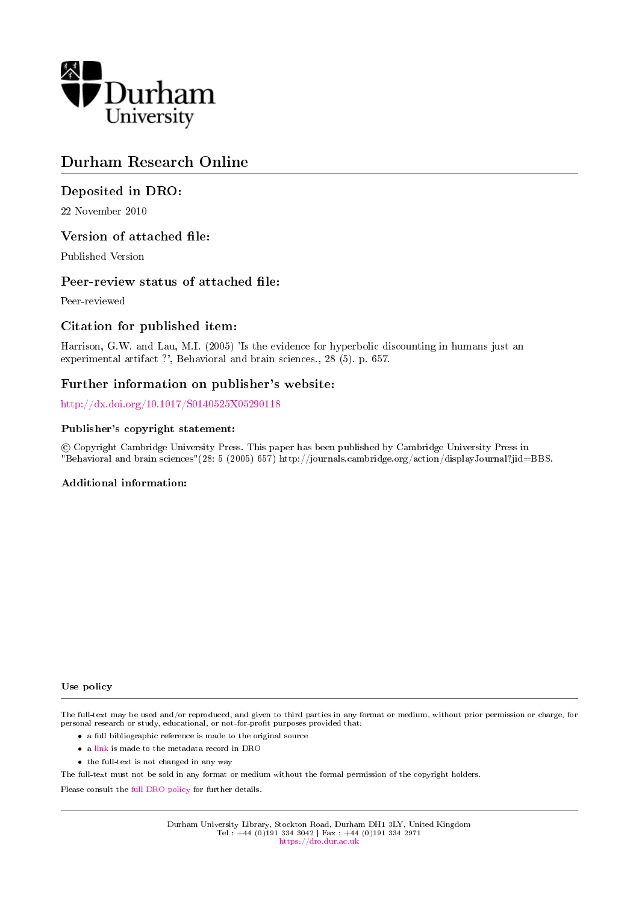Durham University

# Durham Research Online

## Deposited in DRO:

22 November 2010

## Version of attached file:

Published Version

## Peer-review status of attached file:

Peer-reviewed

## Citation for published item:

Harrison, G.W. and Lau, M.I. (2005) 'Is the evidence for hyperbolic discounting in humans just an experimental artifact ?', Behavioral and brain sciences., 28 (5). p. 657.

## Further information on publisher's website:

http://dx.doi.org/10.1017/S0140525X05290118

### Publisher's copyright statement:

© Copyright Cambridge University Press. This paper has been published by Cambridge University Press in "Behavioral and brain sciences"(28: 5 (2005) 657) http://journals.cambridge.org/action/displayJournal?jid=BBS.

### Additional information:

#### Use policy

The full-text may be used and/or reproduced, and given to third parties in any format or medium, without prior permission or charge, for personal research or study, educational, or not-for-profit purposes provided that:

- a full bibliographic reference is made to the original source
- a link is made to the metadata record in DRO
- the full-text is not changed in any way

The full-text must not be sold in any format or medium without the formal permission of the copyright holders.

Please consult the full DRO policy for further details.

Durham University Library, Stockton Road, Durham DH1 3LY, United Kingdom
Tel : +44 (0)191 334 3042 | Fax : +44 (0)191 334 2971
https://dro.dur.ac.uk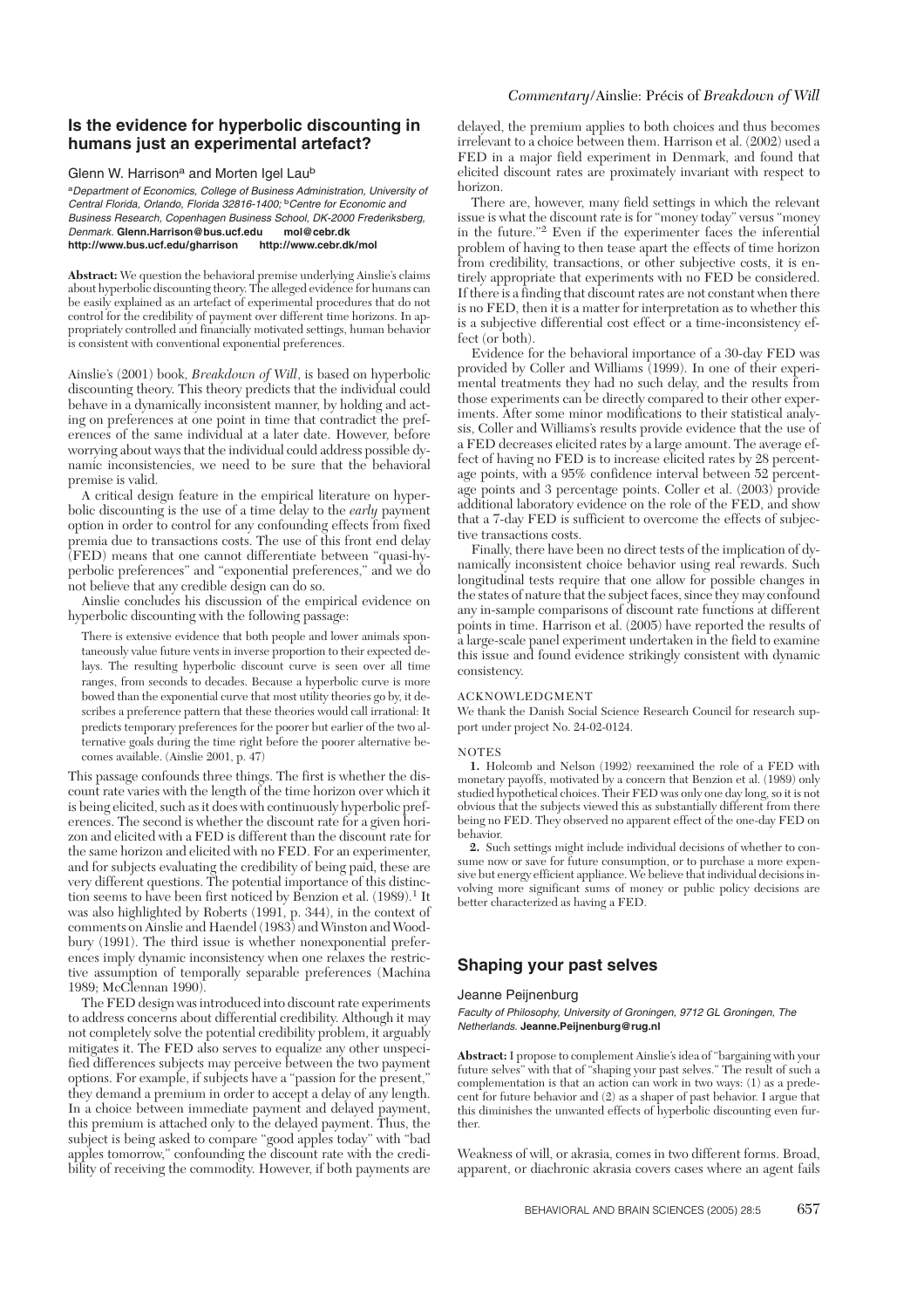## Is the evidence for hyperbolic discounting in humans just an experimental artefact?

Glenn W. Harrison[a] and Morten Igel Lau[b]

[a]*Department of Economics, College of Business Administration, University of Central Florida, Orlando, Florida 32816-1400;* [b]*Centre for Economic and Business Research, Copenhagen Business School, DK-2000 Frederiksberg, Denmark.* **Glenn.Harrison@bus.ucf.edu mol@cebr.dk**
**http://www.bus.ucf.edu/gharrison http://www.cebr.dk/mol**

**Abstract:** We question the behavioral premise underlying Ainslie's claims about hyperbolic discounting theory. The alleged evidence for humans can be easily explained as an artefact of experimental procedures that do not control for the credibility of payment over different time horizons. In appropriately controlled and financially motivated settings, human behavior is consistent with conventional exponential preferences.

Ainslie's (2001) book, *Breakdown of Will*, is based on hyperbolic discounting theory. This theory predicts that the individual could behave in a dynamically inconsistent manner, by holding and acting on preferences at one point in time that contradict the preferences of the same individual at a later date. However, before worrying about ways that the individual could address possible dynamic inconsistencies, we need to be sure that the behavioral premise is valid.

A critical design feature in the empirical literature on hyperbolic discounting is the use of a time delay to the *early* payment option in order to control for any confounding effects from fixed premia due to transactions costs. The use of this front end delay (FED) means that one cannot differentiate between "quasi-hyperbolic preferences" and "exponential preferences," and we do not believe that any credible design can do so.

Ainslie concludes his discussion of the empirical evidence on hyperbolic discounting with the following passage:

> There is extensive evidence that both people and lower animals spontaneously value future vents in inverse proportion to their expected delays. The resulting hyperbolic discount curve is seen over all time ranges, from seconds to decades. Because a hyperbolic curve is more bowed than the exponential curve that most utility theories go by, it describes a preference pattern that these theories would call irrational: It predicts temporary preferences for the poorer but earlier of the two alternative goals during the time right before the poorer alternative becomes available. (Ainslie 2001, p. 47)

This passage confounds three things. The first is whether the discount rate varies with the length of the time horizon over which it is being elicited, such as it does with continuously hyperbolic preferences. The second is whether the discount rate for a given horizon and elicited with a FED is different than the discount rate for the same horizon and elicited with no FED. For an experimenter, and for subjects evaluating the credibility of being paid, these are very different questions. The potential importance of this distinction seems to have been first noticed by Benzion et al. (1989).[1] It was also highlighted by Roberts (1991, p. 344), in the context of comments on Ainslie and Haendel (1983) and Winston and Woodbury (1991). The third issue is whether nonexponential preferences imply dynamic inconsistency when one relaxes the restrictive assumption of temporally separable preferences (Machina 1989; McClennan 1990).

The FED design was introduced into discount rate experiments to address concerns about differential credibility. Although it may not completely solve the potential credibility problem, it arguably mitigates it. The FED also serves to equalize any other unspecified differences subjects may perceive between the two payment options. For example, if subjects have a "passion for the present," they demand a premium in order to accept a delay of any length. In a choice between immediate payment and delayed payment, this premium is attached only to the delayed payment. Thus, the subject is being asked to compare "good apples today" with "bad apples tomorrow," confounding the discount rate with the credibility of receiving the commodity. However, if both payments are delayed, the premium applies to both choices and thus becomes irrelevant to a choice between them. Harrison et al. (2002) used a FED in a major field experiment in Denmark, and found that elicited discount rates are proximately invariant with respect to horizon.

There are, however, many field settings in which the relevant issue is what the discount rate is for "money today" versus "money in the future."[2] Even if the experimenter faces the inferential problem of having to then tease apart the effects of time horizon from credibility, transactions, or other subjective costs, it is entirely appropriate that experiments with no FED be considered. If there is a finding that discount rates are not constant when there is no FED, then it is a matter for interpretation as to whether this is a subjective differential cost effect or a time-inconsistency effect (or both).

Evidence for the behavioral importance of a 30-day FED was provided by Coller and Williams (1999). In one of their experimental treatments they had no such delay, and the results from those experiments can be directly compared to their other experiments. After some minor modifications to their statistical analysis, Coller and Williams's results provide evidence that the use of a FED decreases elicited rates by a large amount. The average effect of having no FED is to increase elicited rates by 28 percentage points, with a 95% confidence interval between 52 percentage points and 3 percentage points. Coller et al. (2003) provide additional laboratory evidence on the role of the FED, and show that a 7-day FED is sufficient to overcome the effects of subjective transactions costs.

Finally, there have been no direct tests of the implication of dynamically inconsistent choice behavior using real rewards. Such longitudinal tests require that one allow for possible changes in the states of nature that the subject faces, since they may confound any in-sample comparisons of discount rate functions at different points in time. Harrison et al. (2005) have reported the results of a large-scale panel experiment undertaken in the field to examine this issue and found evidence strikingly consistent with dynamic consistency.

### ACKNOWLEDGMENT

We thank the Danish Social Science Research Council for research support under project No. 24-02-0124.

### NOTES

1. Holcomb and Nelson (1992) reexamined the role of a FED with monetary payoffs, motivated by a concern that Benzion et al. (1989) only studied hypothetical choices. Their FED was only one day long, so it is not obvious that the subjects viewed this as substantially different from there being no FED. They observed no apparent effect of the one-day FED on behavior.

2. Such settings might include individual decisions of whether to consume now or save for future consumption, or to purchase a more expensive but energy efficient appliance. We believe that individual decisions involving more significant sums of money or public policy decisions are better characterized as having a FED.

## Shaping your past selves

Jeanne Peijnenburg

*Faculty of Philosophy, University of Groningen, 9712 GL Groningen, The Netherlands.* **Jeanne.Peijnenburg@rug.nl**

**Abstract:** I propose to complement Ainslie's idea of "bargaining with your future selves" with that of "shaping your past selves." The result of such a complementation is that an action can work in two ways: (1) as a predecent for future behavior and (2) as a shaper of past behavior. I argue that this diminishes the unwanted effects of hyperbolic discounting even further.

Weakness of will, or akrasia, comes in two different forms. Broad, apparent, or diachronic akrasia covers cases where an agent fails